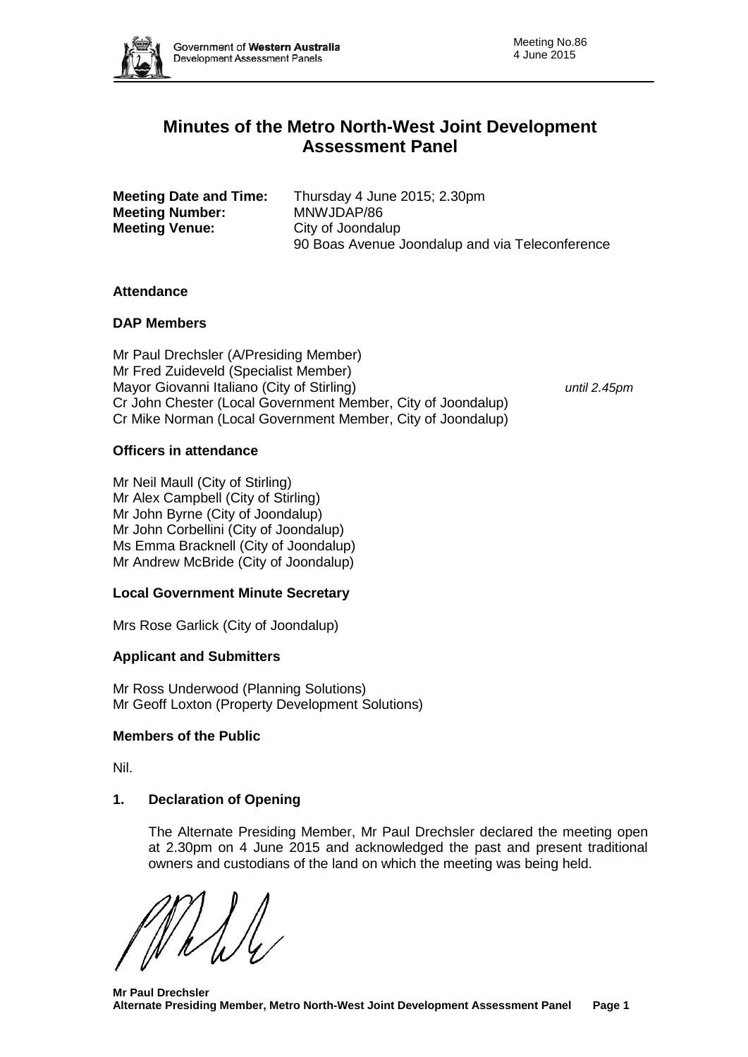# Minutes of the Metro North-West Joint Development Assessment Panel

**Meeting Date and Time:** Thursday 4 June 2015; 2.30pm
**Meeting Number:** MNWJDAP/86
**Meeting Venue:** City of Joondalup
90 Boas Avenue Joondalup and via Teleconference

### Attendance

### DAP Members

Mr Paul Drechsler (A/Presiding Member)
Mr Fred Zuideveld (Specialist Member)
Mayor Giovanni Italiano (City of Stirling) *until 2.45pm*
Cr John Chester (Local Government Member, City of Joondalup)
Cr Mike Norman (Local Government Member, City of Joondalup)

### Officers in attendance

Mr Neil Maull (City of Stirling)
Mr Alex Campbell (City of Stirling)
Mr John Byrne (City of Joondalup)
Mr John Corbellini (City of Joondalup)
Ms Emma Bracknell (City of Joondalup)
Mr Andrew McBride (City of Joondalup)

### Local Government Minute Secretary

Mrs Rose Garlick (City of Joondalup)

### Applicant and Submitters

Mr Ross Underwood (Planning Solutions)
Mr Geoff Loxton (Property Development Solutions)

### Members of the Public

Nil.

### 1. Declaration of Opening

The Alternate Presiding Member, Mr Paul Drechsler declared the meeting open at 2.30pm on 4 June 2015 and acknowledged the past and present traditional owners and custodians of the land on which the meeting was being held.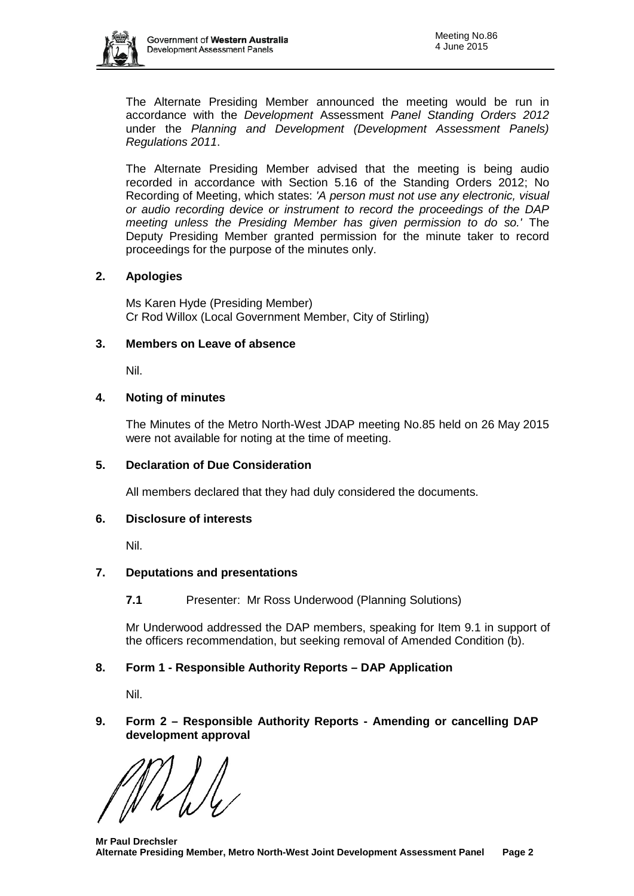The Alternate Presiding Member announced the meeting would be run in accordance with the *Development* Assessment *Panel Standing Orders 2012* under the *Planning and Development (Development Assessment Panels) Regulations 2011*.

The Alternate Presiding Member advised that the meeting is being audio recorded in accordance with Section 5.16 of the Standing Orders 2012; No Recording of Meeting, which states: *'A person must not use any electronic, visual or audio recording device or instrument to record the proceedings of the DAP meeting unless the Presiding Member has given permission to do so.'* The Deputy Presiding Member granted permission for the minute taker to record proceedings for the purpose of the minutes only.

## 2. Apologies

Ms Karen Hyde (Presiding Member)
Cr Rod Willox (Local Government Member, City of Stirling)

## 3. Members on Leave of absence

Nil.

## 4. Noting of minutes

The Minutes of the Metro North-West JDAP meeting No.85 held on 26 May 2015 were not available for noting at the time of meeting.

## 5. Declaration of Due Consideration

All members declared that they had duly considered the documents.

## 6. Disclosure of interests

Nil.

## 7. Deputations and presentations

**7.1** Presenter: Mr Ross Underwood (Planning Solutions)

Mr Underwood addressed the DAP members, speaking for Item 9.1 in support of the officers recommendation, but seeking removal of Amended Condition (b).

## 8. Form 1 - Responsible Authority Reports – DAP Application

Nil.

## 9. Form 2 – Responsible Authority Reports - Amending or cancelling DAP development approval

**Mr Paul Drechsler**
**Alternate Presiding Member, Metro North-West Joint Development Assessment Panel**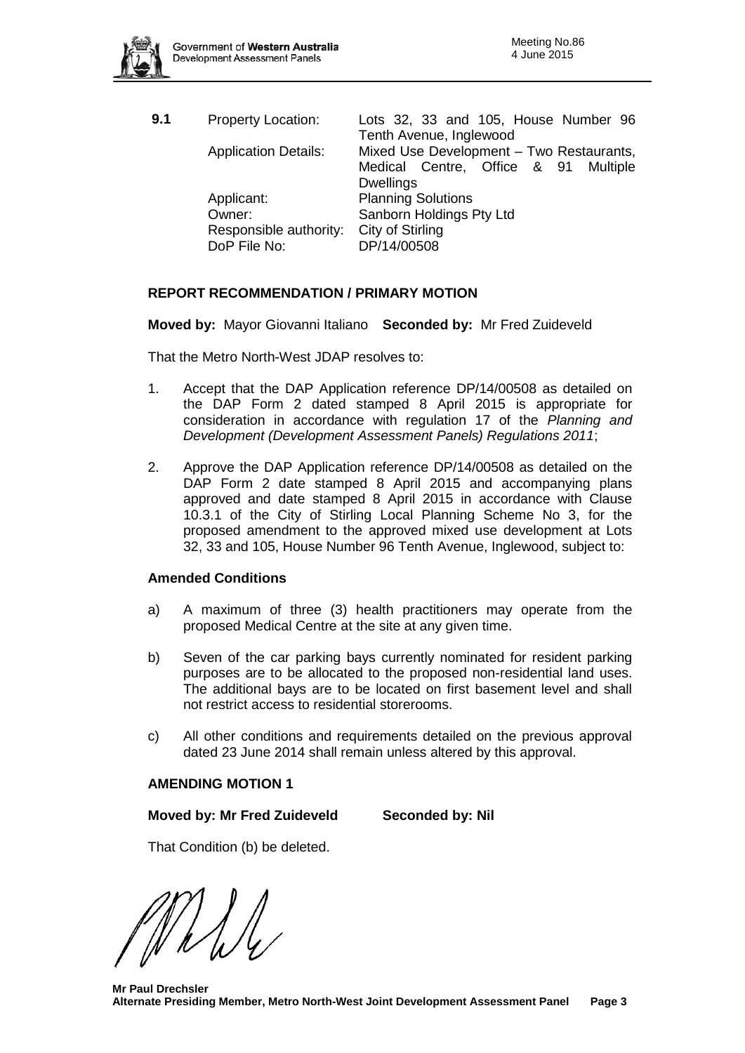**9.1** Property Location: Lots 32, 33 and 105, House Number 96 Tenth Avenue, Inglewood
Application Details: Mixed Use Development – Two Restaurants, Medical Centre, Office & 91 Multiple Dwellings
Applicant: Planning Solutions
Owner: Sanborn Holdings Pty Ltd
Responsible authority: City of Stirling
DoP File No: DP/14/00508

**REPORT RECOMMENDATION / PRIMARY MOTION**

**Moved by:** Mayor Giovanni Italiano **Seconded by:** Mr Fred Zuideveld

That the Metro North-West JDAP resolves to:

1. Accept that the DAP Application reference DP/14/00508 as detailed on the DAP Form 2 dated stamped 8 April 2015 is appropriate for consideration in accordance with regulation 17 of the *Planning and Development (Development Assessment Panels) Regulations 2011*;

2. Approve the DAP Application reference DP/14/00508 as detailed on the DAP Form 2 date stamped 8 April 2015 and accompanying plans approved and date stamped 8 April 2015 in accordance with Clause 10.3.1 of the City of Stirling Local Planning Scheme No 3, for the proposed amendment to the approved mixed use development at Lots 32, 33 and 105, House Number 96 Tenth Avenue, Inglewood, subject to:

**Amended Conditions**

a) A maximum of three (3) health practitioners may operate from the proposed Medical Centre at the site at any given time.

b) Seven of the car parking bays currently nominated for resident parking purposes are to be allocated to the proposed non-residential land uses. The additional bays are to be located on first basement level and shall not restrict access to residential storerooms.

c) All other conditions and requirements detailed on the previous approval dated 23 June 2014 shall remain unless altered by this approval.

**AMENDING MOTION 1**

**Moved by: Mr Fred Zuideveld** **Seconded by: Nil**

That Condition (b) be deleted.

**Mr Paul Drechsler**
**Alternate Presiding Member, Metro North-West Joint Development Assessment Panel**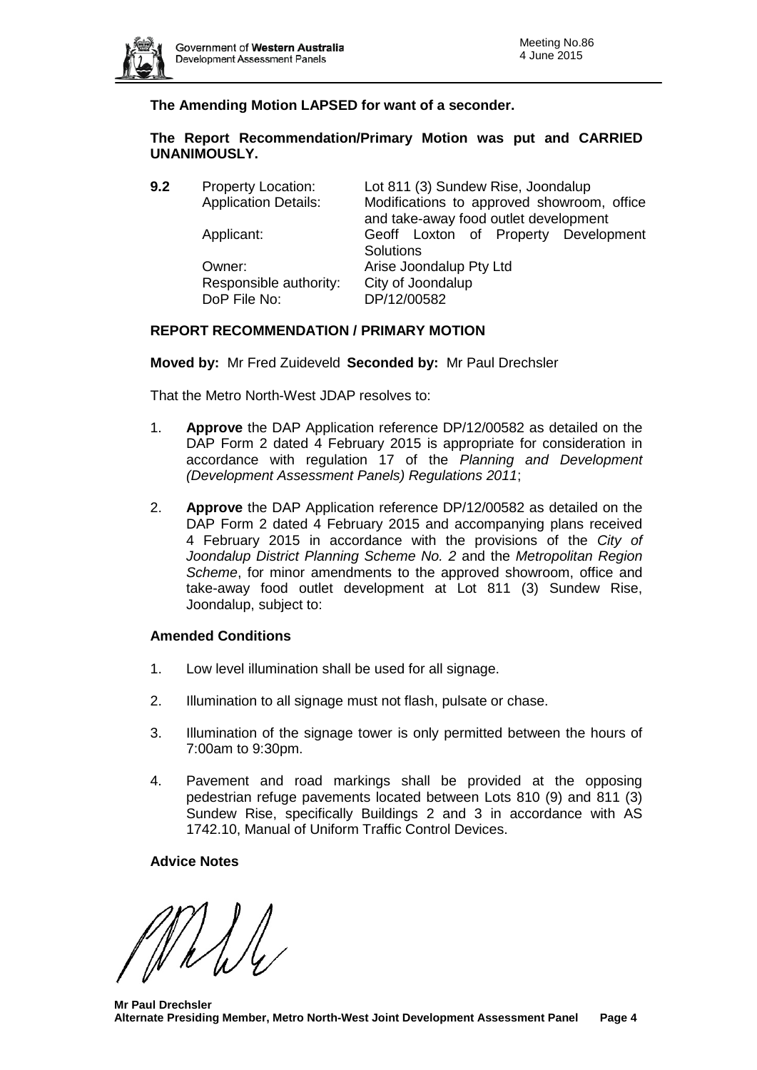**The Amending Motion LAPSED for want of a seconder.**

**The Report Recommendation/Primary Motion was put and CARRIED UNANIMOUSLY.**

**9.2** Property Location: Lot 811 (3) Sundew Rise, Joondalup
Application Details: Modifications to approved showroom, office and take-away food outlet development
Applicant: Geoff Loxton of Property Development Solutions
Owner: Arise Joondalup Pty Ltd
Responsible authority: City of Joondalup
DoP File No: DP/12/00582

**REPORT RECOMMENDATION / PRIMARY MOTION**

**Moved by:** Mr Fred Zuideveld **Seconded by:** Mr Paul Drechsler

That the Metro North-West JDAP resolves to:

1. **Approve** the DAP Application reference DP/12/00582 as detailed on the DAP Form 2 dated 4 February 2015 is appropriate for consideration in accordance with regulation 17 of the *Planning and Development (Development Assessment Panels) Regulations 2011*;

2. **Approve** the DAP Application reference DP/12/00582 as detailed on the DAP Form 2 dated 4 February 2015 and accompanying plans received 4 February 2015 in accordance with the provisions of the *City of Joondalup District Planning Scheme No. 2* and the *Metropolitan Region Scheme*, for minor amendments to the approved showroom, office and take-away food outlet development at Lot 811 (3) Sundew Rise, Joondalup, subject to:

**Amended Conditions**

1. Low level illumination shall be used for all signage.

2. Illumination to all signage must not flash, pulsate or chase.

3. Illumination of the signage tower is only permitted between the hours of 7:00am to 9:30pm.

4. Pavement and road markings shall be provided at the opposing pedestrian refuge pavements located between Lots 810 (9) and 811 (3) Sundew Rise, specifically Buildings 2 and 3 in accordance with AS 1742.10, Manual of Uniform Traffic Control Devices.

**Advice Notes**

**Mr Paul Drechsler**
**Alternate Presiding Member, Metro North-West Joint Development Assessment Panel**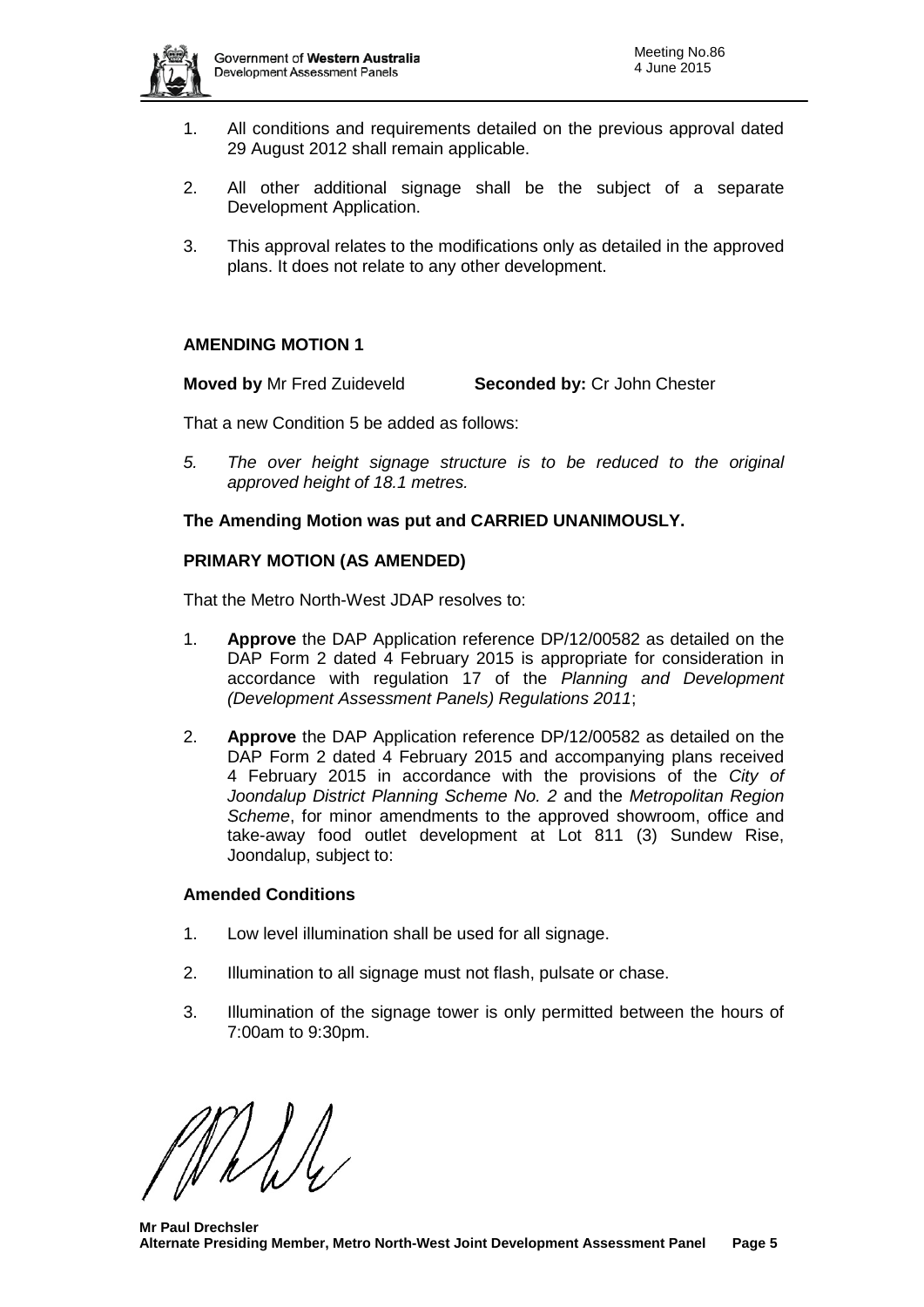1. All conditions and requirements detailed on the previous approval dated 29 August 2012 shall remain applicable.

2. All other additional signage shall be the subject of a separate Development Application.

3. This approval relates to the modifications only as detailed in the approved plans. It does not relate to any other development.

**AMENDING MOTION 1**

**Moved by** Mr Fred Zuideveld **Seconded by:** Cr John Chester

That a new Condition 5 be added as follows:

*5. The over height signage structure is to be reduced to the original approved height of 18.1 metres.*

**The Amending Motion was put and CARRIED UNANIMOUSLY.**

**PRIMARY MOTION (AS AMENDED)**

That the Metro North-West JDAP resolves to:

1. **Approve** the DAP Application reference DP/12/00582 as detailed on the DAP Form 2 dated 4 February 2015 is appropriate for consideration in accordance with regulation 17 of the *Planning and Development (Development Assessment Panels) Regulations 2011*;

2. **Approve** the DAP Application reference DP/12/00582 as detailed on the DAP Form 2 dated 4 February 2015 and accompanying plans received 4 February 2015 in accordance with the provisions of the *City of Joondalup District Planning Scheme No. 2* and the *Metropolitan Region Scheme*, for minor amendments to the approved showroom, office and take-away food outlet development at Lot 811 (3) Sundew Rise, Joondalup, subject to:

**Amended Conditions**

1. Low level illumination shall be used for all signage.

2. Illumination to all signage must not flash, pulsate or chase.

3. Illumination of the signage tower is only permitted between the hours of 7:00am to 9:30pm.

**Mr Paul Drechsler**
**Alternate Presiding Member, Metro North-West Joint Development Assessment Panel**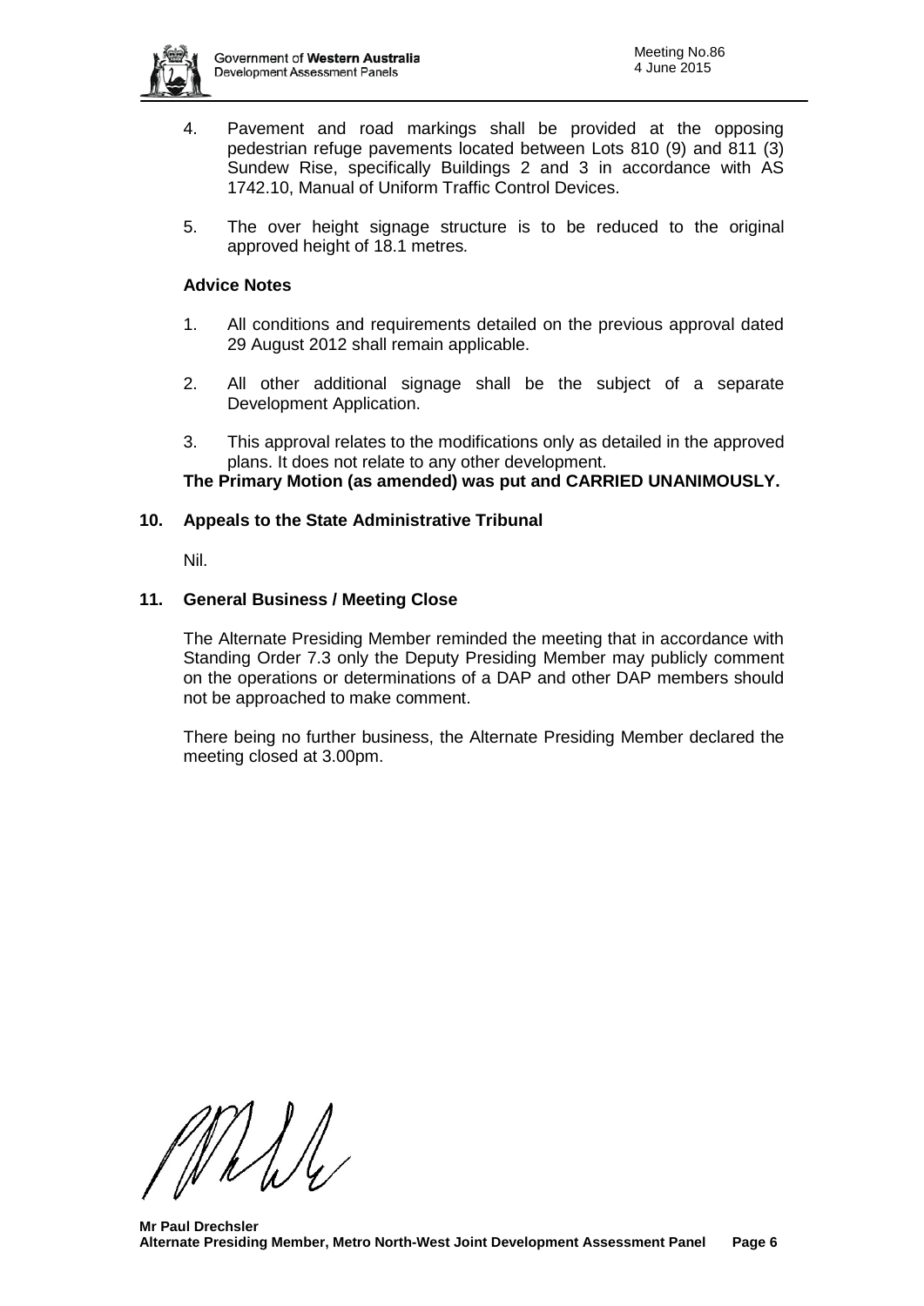4. Pavement and road markings shall be provided at the opposing pedestrian refuge pavements located between Lots 810 (9) and 811 (3) Sundew Rise, specifically Buildings 2 and 3 in accordance with AS 1742.10, Manual of Uniform Traffic Control Devices.

5. The over height signage structure is to be reduced to the original approved height of 18.1 metres*.*

**Advice Notes**

1. All conditions and requirements detailed on the previous approval dated 29 August 2012 shall remain applicable.

2. All other additional signage shall be the subject of a separate Development Application.

3. This approval relates to the modifications only as detailed in the approved plans. It does not relate to any other development.

**The Primary Motion (as amended) was put and CARRIED UNANIMOUSLY.**

**10. Appeals to the State Administrative Tribunal**

Nil.

**11. General Business / Meeting Close**

The Alternate Presiding Member reminded the meeting that in accordance with Standing Order 7.3 only the Deputy Presiding Member may publicly comment on the operations or determinations of a DAP and other DAP members should not be approached to make comment.

There being no further business, the Alternate Presiding Member declared the meeting closed at 3.00pm.

**Mr Paul Drechsler**
**Alternate Presiding Member, Metro North-West Joint Development Assessment Panel**